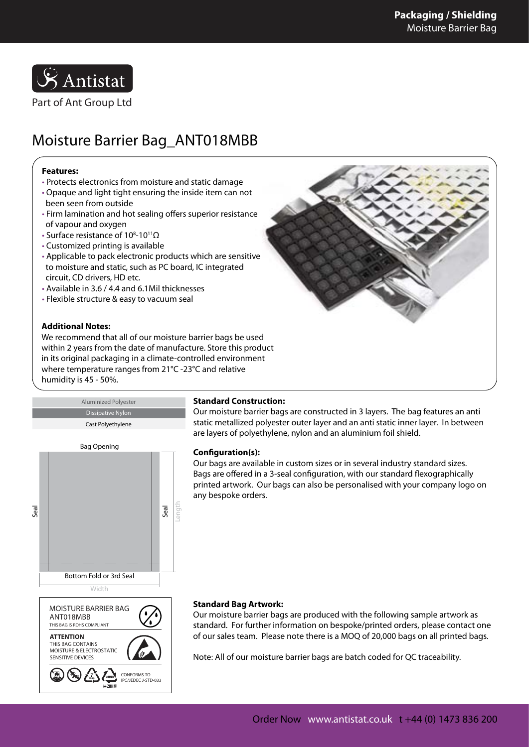Antistat

Part of Ant Group Ltd

# Moisture Barrier Bag_ANT018MBB

**Features:**

- Protects electronics from moisture and static damage
- Opaque and light tight ensuring the inside item can not been seen from outside
- Firm lamination and hot sealing offers superior resistance of vapour and oxygen
- Surface resistance of $10^8$-$10^{11}\Omega$
- Customized printing is available
- Applicable to pack electronic products which are sensitive to moisture and static, such as PC board, IC integrated circuit, CD drivers, HD etc.
- Available in 3.6 / 4.4 and 6.1Mil thicknesses
- Flexible structure & easy to vacuum seal

**Additional Notes:**

We recommend that all of our moisture barrier bags be used within 2 years from the date of manufacture. Store this product in its original packaging in a climate-controlled environment where temperature ranges from 21°C -23°C and relative humidity is 45 - 50%.

Aluminized Polyester
Dissipative Nylon
Cast Polyethylene

Bag Opening
Seal
Seal
Length
Bottom Fold or 3rd Seal
Width

**Standard Construction:**

Our moisture barrier bags are constructed in 3 layers. The bag features an anti static metallized polyester outer layer and an anti static inner layer. In between are layers of polyethylene, nylon and an aluminium foil shield.

**Configuration(s):**

Our bags are available in custom sizes or in several industry standard sizes. Bags are offered in a 3-seal configuration, with our standard flexographically printed artwork. Our bags can also be personalised with your company logo on any bespoke orders.

MOISTURE BARRIER BAG
ANT018MBB
THIS BAG IS ROHS COMPLIANT

**ATTENTION**
THIS BAG CONTAINS MOISTURE & ELECTROSTATIC SENSITIVE DEVICES

CONFORMS TO IPC/JEDEC J-STD-033

**Standard Bag Artwork:**

Our moisture barrier bags are produced with the following sample artwork as standard. For further information on bespoke/printed orders, please contact one of our sales team. Please note there is a MOQ of 20,000 bags on all printed bags.

Note: All of our moisture barrier bags are batch coded for QC traceability.

Order Now www.antistat.co.uk t +44 (0) 1473 836 200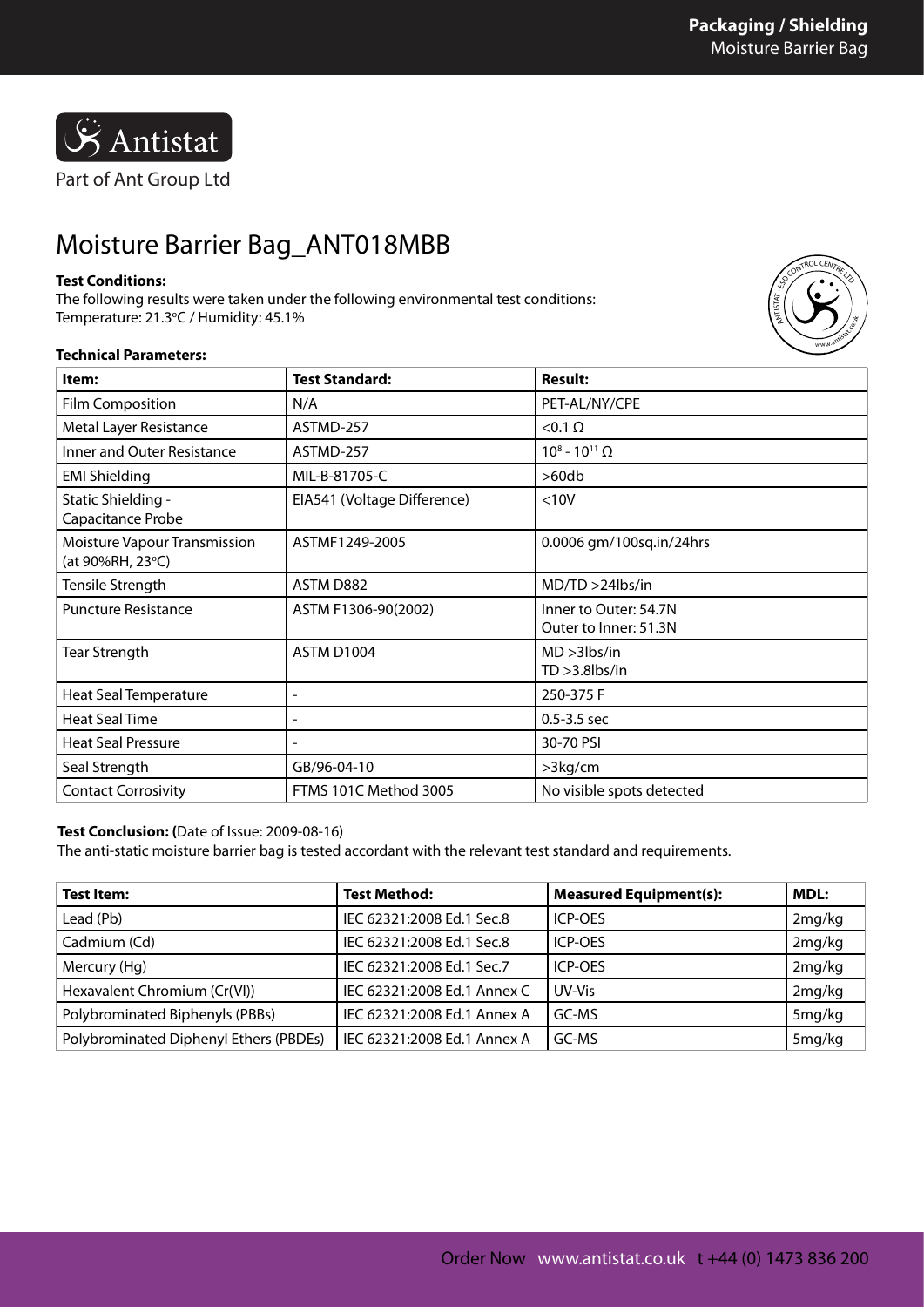**Antistat**

Part of Ant Group Ltd

# Moisture Barrier Bag_ANT018MBB

**Test Conditions:**
The following results were taken under the following environmental test conditions:
Temperature: 21.3°C / Humidity: 45.1%

**Technical Parameters:**

| Item: | Test Standard: | Result: |
|---|---|---|
| Film Composition | N/A | PET-AL/NY/CPE |
| Metal Layer Resistance | ASTMD-257 | <0.1 Ω |
| Inner and Outer Resistance | ASTMD-257 | $10^8$ - $10^{11}$ Ω |
| EMI Shielding | MIL-B-81705-C | >60db |
| Static Shielding - Capacitance Probe | EIA541 (Voltage Difference) | <10V |
| Moisture Vapour Transmission (at 90%RH, 23°C) | ASTMF1249-2005 | 0.0006 gm/100sq.in/24hrs |
| Tensile Strength | ASTM D882 | MD/TD >24lbs/in |
| Puncture Resistance | ASTM F1306-90(2002) | Inner to Outer: 54.7N<br>Outer to Inner: 51.3N |
| Tear Strength | ASTM D1004 | MD >3lbs/in<br>TD >3.8lbs/in |
| Heat Seal Temperature | - | 250-375 F |
| Heat Seal Time | - | 0.5-3.5 sec |
| Heat Seal Pressure | - | 30-70 PSI |
| Seal Strength | GB/96-04-10 | >3kg/cm |
| Contact Corrosivity | FTMS 101C Method 3005 | No visible spots detected |

**Test Conclusion: (**Date of Issue: 2009-08-16)
The anti-static moisture barrier bag is tested accordant with the relevant test standard and requirements.

| Test Item: | Test Method: | Measured Equipment(s): | MDL: |
|---|---|---|---|
| Lead (Pb) | IEC 62321:2008 Ed.1 Sec.8 | ICP-OES | 2mg/kg |
| Cadmium (Cd) | IEC 62321:2008 Ed.1 Sec.8 | ICP-OES | 2mg/kg |
| Mercury (Hg) | IEC 62321:2008 Ed.1 Sec.7 | ICP-OES | 2mg/kg |
| Hexavalent Chromium (Cr(VI)) | IEC 62321:2008 Ed.1 Annex C | UV-Vis | 2mg/kg |
| Polybrominated Biphenyls (PBBs) | IEC 62321:2008 Ed.1 Annex A | GC-MS | 5mg/kg |
| Polybrominated Diphenyl Ethers (PBDEs) | IEC 62321:2008 Ed.1 Annex A | GC-MS | 5mg/kg |

Order Now www.antistat.co.uk t +44 (0) 1473 836 200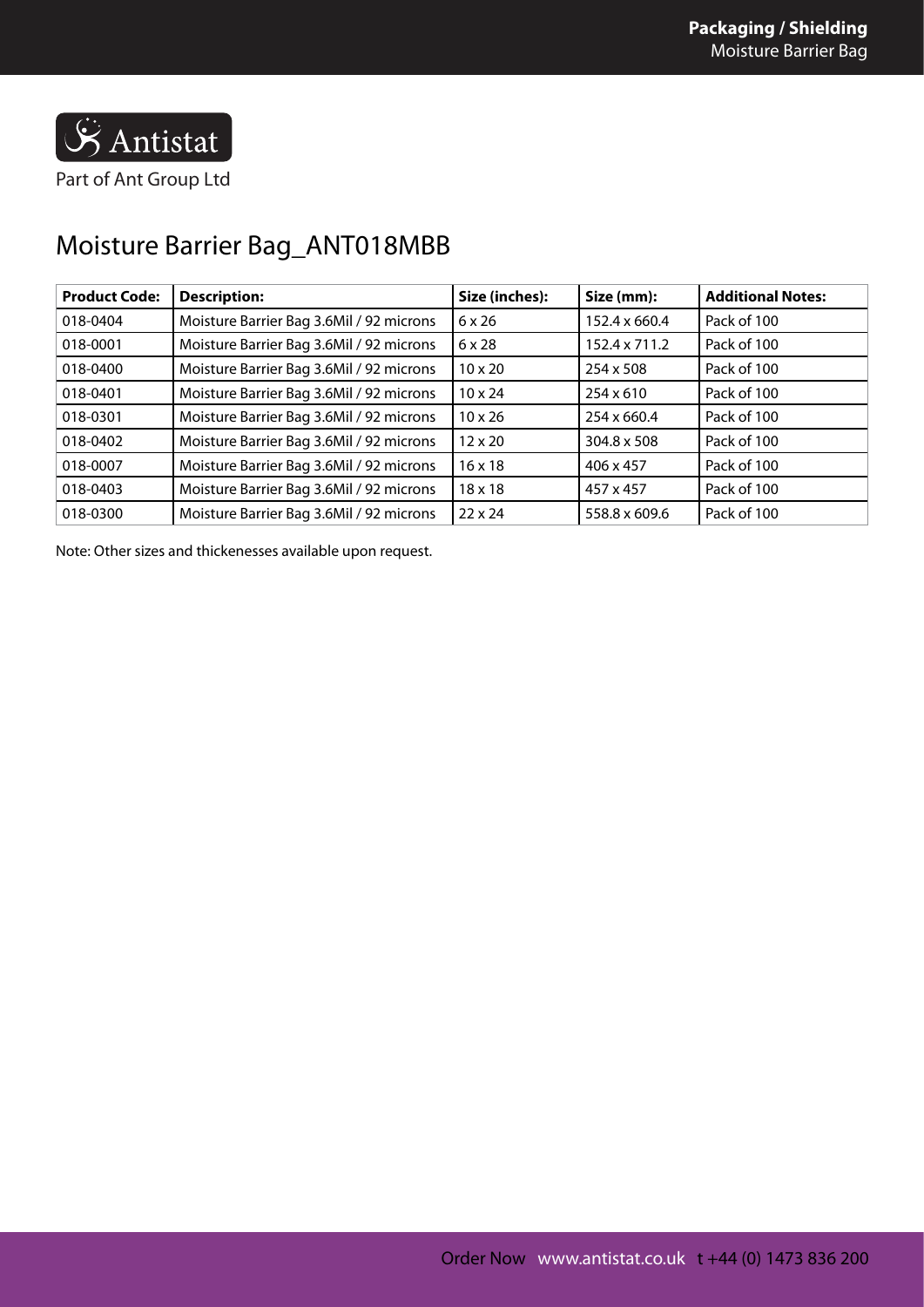Antistat

Part of Ant Group Ltd

# Moisture Barrier Bag_ANT018MBB

| Product Code: | Description: | Size (inches): | Size (mm): | Additional Notes: |
|---|---|---|---|---|
| 018-0404 | Moisture Barrier Bag 3.6Mil / 92 microns | 6 x 26 | 152.4 x 660.4 | Pack of 100 |
| 018-0001 | Moisture Barrier Bag 3.6Mil / 92 microns | 6 x 28 | 152.4 x 711.2 | Pack of 100 |
| 018-0400 | Moisture Barrier Bag 3.6Mil / 92 microns | 10 x 20 | 254 x 508 | Pack of 100 |
| 018-0401 | Moisture Barrier Bag 3.6Mil / 92 microns | 10 x 24 | 254 x 610 | Pack of 100 |
| 018-0301 | Moisture Barrier Bag 3.6Mil / 92 microns | 10 x 26 | 254 x 660.4 | Pack of 100 |
| 018-0402 | Moisture Barrier Bag 3.6Mil / 92 microns | 12 x 20 | 304.8 x 508 | Pack of 100 |
| 018-0007 | Moisture Barrier Bag 3.6Mil / 92 microns | 16 x 18 | 406 x 457 | Pack of 100 |
| 018-0403 | Moisture Barrier Bag 3.6Mil / 92 microns | 18 x 18 | 457 x 457 | Pack of 100 |
| 018-0300 | Moisture Barrier Bag 3.6Mil / 92 microns | 22 x 24 | 558.8 x 609.6 | Pack of 100 |

Note: Other sizes and thickenesses available upon request.